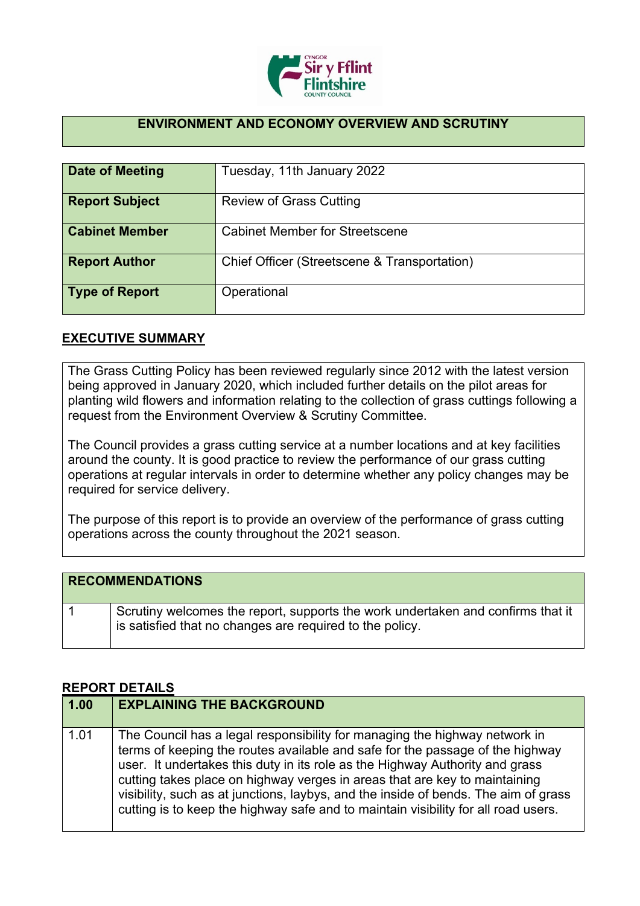## ENVIRONMENT AND ECONOMY OVERVIEW AND SCRUTINY

| Date of Meeting | Tuesday, 11th January 2022 |
|---|---|
| Report Subject | Review of Grass Cutting |
| Cabinet Member | Cabinet Member for Streetscene |
| Report Author | Chief Officer (Streetscene & Transportation) |
| Type of Report | Operational |

## EXECUTIVE SUMMARY

The Grass Cutting Policy has been reviewed regularly since 2012 with the latest version being approved in January 2020, which included further details on the pilot areas for planting wild flowers and information relating to the collection of grass cuttings following a request from the Environment Overview & Scrutiny Committee.

The Council provides a grass cutting service at a number locations and at key facilities around the county. It is good practice to review the performance of our grass cutting operations at regular intervals in order to determine whether any policy changes may be required for service delivery.

The purpose of this report is to provide an overview of the performance of grass cutting operations across the county throughout the 2021 season.

| RECOMMENDATIONS | |
|---|---|
| 1 | Scrutiny welcomes the report, supports the work undertaken and confirms that it is satisfied that no changes are required to the policy. |

## REPORT DETAILS

| 1.00 | EXPLAINING THE BACKGROUND |
|---|---|
| 1.01 | The Council has a legal responsibility for managing the highway network in terms of keeping the routes available and safe for the passage of the highway user. It undertakes this duty in its role as the Highway Authority and grass cutting takes place on highway verges in areas that are key to maintaining visibility, such as at junctions, laybys, and the inside of bends. The aim of grass cutting is to keep the highway safe and to maintain visibility for all road users. |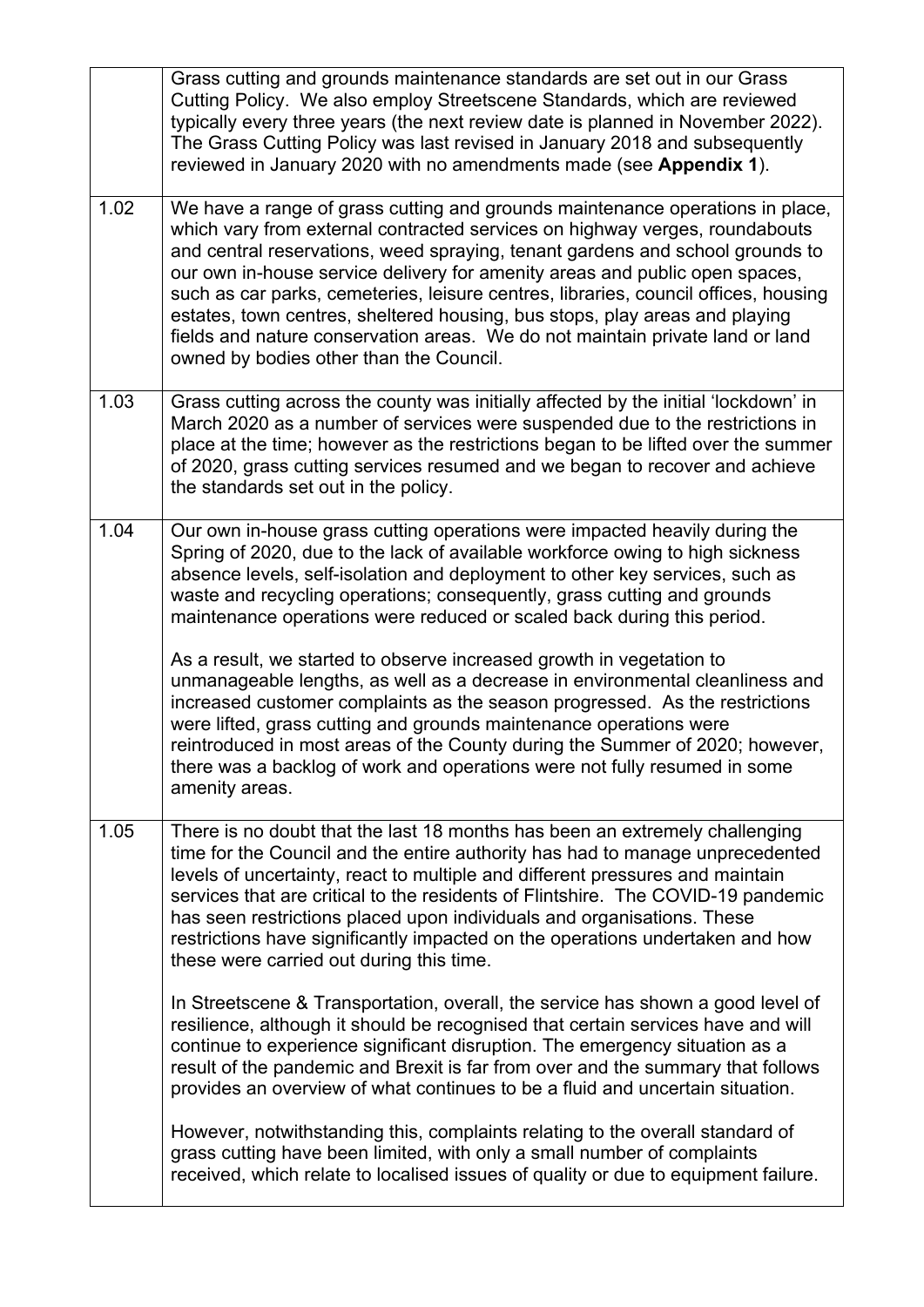| | |
|---|---|
| | Grass cutting and grounds maintenance standards are set out in our Grass Cutting Policy. We also employ Streetscene Standards, which are reviewed typically every three years (the next review date is planned in November 2022). The Grass Cutting Policy was last revised in January 2018 and subsequently reviewed in January 2020 with no amendments made (see **Appendix 1**). |
| 1.02 | We have a range of grass cutting and grounds maintenance operations in place, which vary from external contracted services on highway verges, roundabouts and central reservations, weed spraying, tenant gardens and school grounds to our own in-house service delivery for amenity areas and public open spaces, such as car parks, cemeteries, leisure centres, libraries, council offices, housing estates, town centres, sheltered housing, bus stops, play areas and playing fields and nature conservation areas. We do not maintain private land or land owned by bodies other than the Council. |
| 1.03 | Grass cutting across the county was initially affected by the initial 'lockdown' in March 2020 as a number of services were suspended due to the restrictions in place at the time; however as the restrictions began to be lifted over the summer of 2020, grass cutting services resumed and we began to recover and achieve the standards set out in the policy. |
| 1.04 | Our own in-house grass cutting operations were impacted heavily during the Spring of 2020, due to the lack of available workforce owing to high sickness absence levels, self-isolation and deployment to other key services, such as waste and recycling operations; consequently, grass cutting and grounds maintenance operations were reduced or scaled back during this period.<br><br>As a result, we started to observe increased growth in vegetation to unmanageable lengths, as well as a decrease in environmental cleanliness and increased customer complaints as the season progressed. As the restrictions were lifted, grass cutting and grounds maintenance operations were reintroduced in most areas of the County during the Summer of 2020; however, there was a backlog of work and operations were not fully resumed in some amenity areas. |
| 1.05 | There is no doubt that the last 18 months has been an extremely challenging time for the Council and the entire authority has had to manage unprecedented levels of uncertainty, react to multiple and different pressures and maintain services that are critical to the residents of Flintshire. The COVID-19 pandemic has seen restrictions placed upon individuals and organisations. These restrictions have significantly impacted on the operations undertaken and how these were carried out during this time.<br><br>In Streetscene & Transportation, overall, the service has shown a good level of resilience, although it should be recognised that certain services have and will continue to experience significant disruption. The emergency situation as a result of the pandemic and Brexit is far from over and the summary that follows provides an overview of what continues to be a fluid and uncertain situation.<br><br>However, notwithstanding this, complaints relating to the overall standard of grass cutting have been limited, with only a small number of complaints received, which relate to localised issues of quality or due to equipment failure. |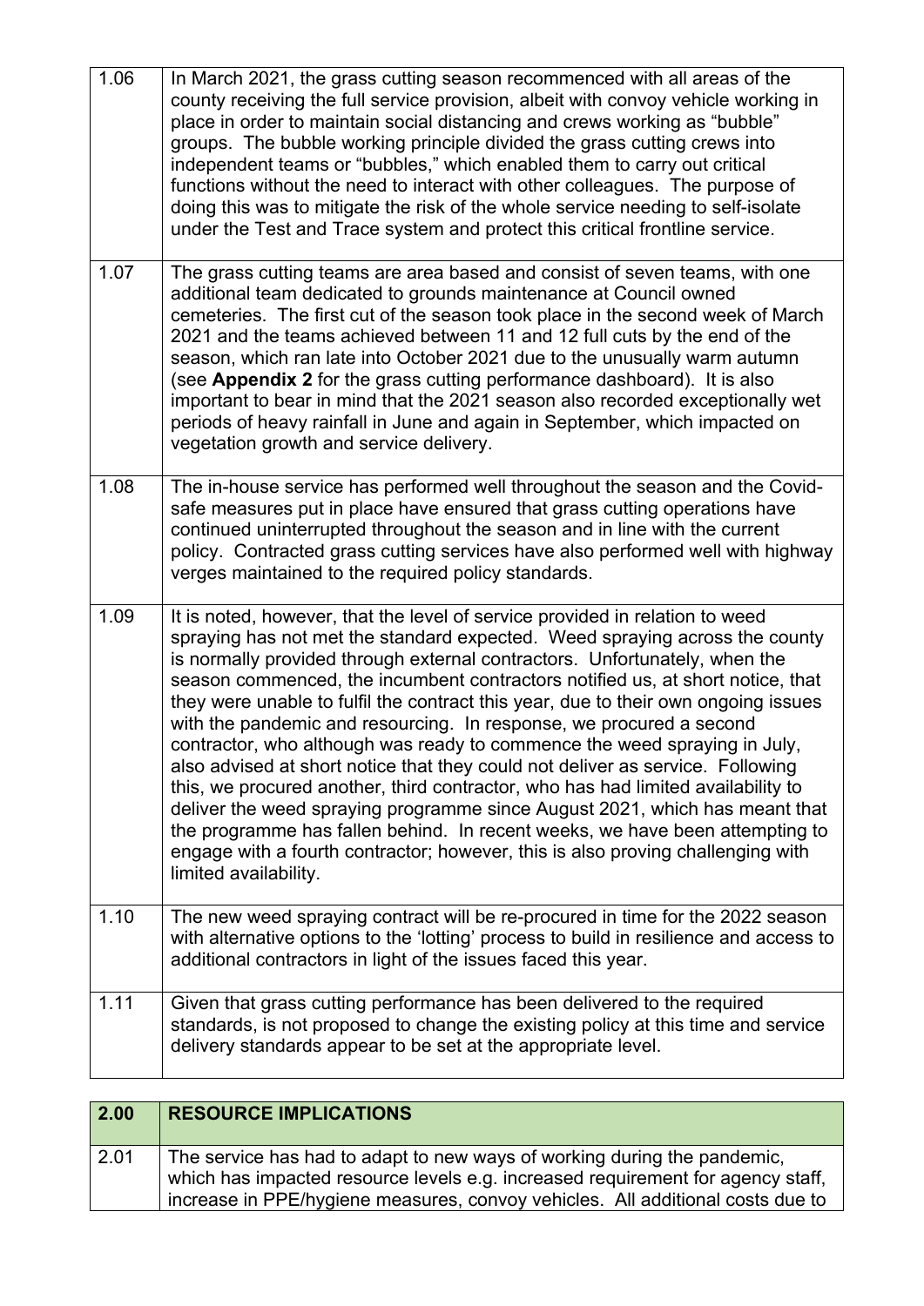| | |
|---|---|
| 1.06 | In March 2021, the grass cutting season recommenced with all areas of the county receiving the full service provision, albeit with convoy vehicle working in place in order to maintain social distancing and crews working as "bubble" groups. The bubble working principle divided the grass cutting crews into independent teams or "bubbles," which enabled them to carry out critical functions without the need to interact with other colleagues. The purpose of doing this was to mitigate the risk of the whole service needing to self-isolate under the Test and Trace system and protect this critical frontline service. |
| 1.07 | The grass cutting teams are area based and consist of seven teams, with one additional team dedicated to grounds maintenance at Council owned cemeteries. The first cut of the season took place in the second week of March 2021 and the teams achieved between 11 and 12 full cuts by the end of the season, which ran late into October 2021 due to the unusually warm autumn (see **Appendix 2** for the grass cutting performance dashboard). It is also important to bear in mind that the 2021 season also recorded exceptionally wet periods of heavy rainfall in June and again in September, which impacted on vegetation growth and service delivery. |
| 1.08 | The in-house service has performed well throughout the season and the Covid-safe measures put in place have ensured that grass cutting operations have continued uninterrupted throughout the season and in line with the current policy. Contracted grass cutting services have also performed well with highway verges maintained to the required policy standards. |
| 1.09 | It is noted, however, that the level of service provided in relation to weed spraying has not met the standard expected. Weed spraying across the county is normally provided through external contractors. Unfortunately, when the season commenced, the incumbent contractors notified us, at short notice, that they were unable to fulfil the contract this year, due to their own ongoing issues with the pandemic and resourcing. In response, we procured a second contractor, who although was ready to commence the weed spraying in July, also advised at short notice that they could not deliver as service. Following this, we procured another, third contractor, who has had limited availability to deliver the weed spraying programme since August 2021, which has meant that the programme has fallen behind. In recent weeks, we have been attempting to engage with a fourth contractor; however, this is also proving challenging with limited availability. |
| 1.10 | The new weed spraying contract will be re-procured in time for the 2022 season with alternative options to the 'lotting' process to build in resilience and access to additional contractors in light of the issues faced this year. |
| 1.11 | Given that grass cutting performance has been delivered to the required standards, is not proposed to change the existing policy at this time and service delivery standards appear to be set at the appropriate level. |

| 2.00 | RESOURCE IMPLICATIONS |
|---|---|
| 2.01 | The service has had to adapt to new ways of working during the pandemic, which has impacted resource levels e.g. increased requirement for agency staff, increase in PPE/hygiene measures, convoy vehicles. All additional costs due to |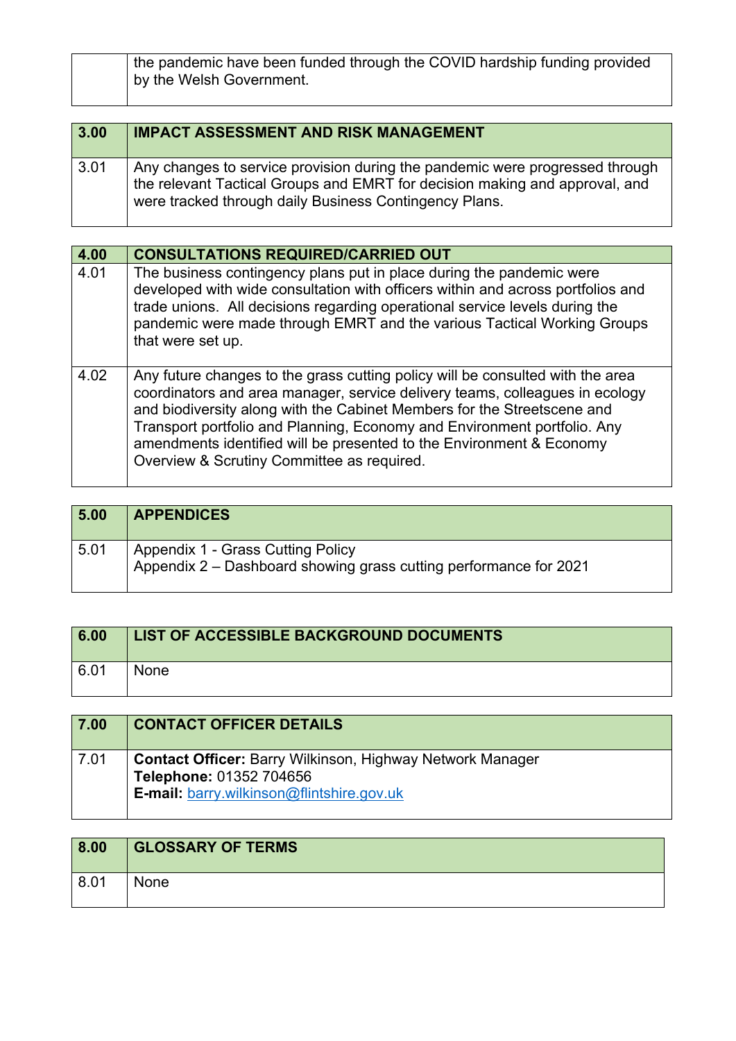| | |
|---|---|
| | the pandemic have been funded through the COVID hardship funding provided by the Welsh Government. |

| | |
|---|---|
| **3.00** | **IMPACT ASSESSMENT AND RISK MANAGEMENT** |
| 3.01 | Any changes to service provision during the pandemic were progressed through the relevant Tactical Groups and EMRT for decision making and approval, and were tracked through daily Business Contingency Plans. |

| | |
|---|---|
| **4.00** | **CONSULTATIONS REQUIRED/CARRIED OUT** |
| 4.01 | The business contingency plans put in place during the pandemic were developed with wide consultation with officers within and across portfolios and trade unions. All decisions regarding operational service levels during the pandemic were made through EMRT and the various Tactical Working Groups that were set up. |
| 4.02 | Any future changes to the grass cutting policy will be consulted with the area coordinators and area manager, service delivery teams, colleagues in ecology and biodiversity along with the Cabinet Members for the Streetscene and Transport portfolio and Planning, Economy and Environment portfolio. Any amendments identified will be presented to the Environment & Economy Overview & Scrutiny Committee as required. |

| | |
|---|---|
| **5.00** | **APPENDICES** |
| 5.01 | Appendix 1 - Grass Cutting Policy<br>Appendix 2 – Dashboard showing grass cutting performance for 2021 |

| | |
|---|---|
| **6.00** | **LIST OF ACCESSIBLE BACKGROUND DOCUMENTS** |
| 6.01 | None |

| | |
|---|---|
| **7.00** | **CONTACT OFFICER DETAILS** |
| 7.01 | **Contact Officer:** Barry Wilkinson, Highway Network Manager<br>**Telephone:** 01352 704656<br>**E-mail:** barry.wilkinson@flintshire.gov.uk |

| | |
|---|---|
| **8.00** | **GLOSSARY OF TERMS** |
| 8.01 | None |